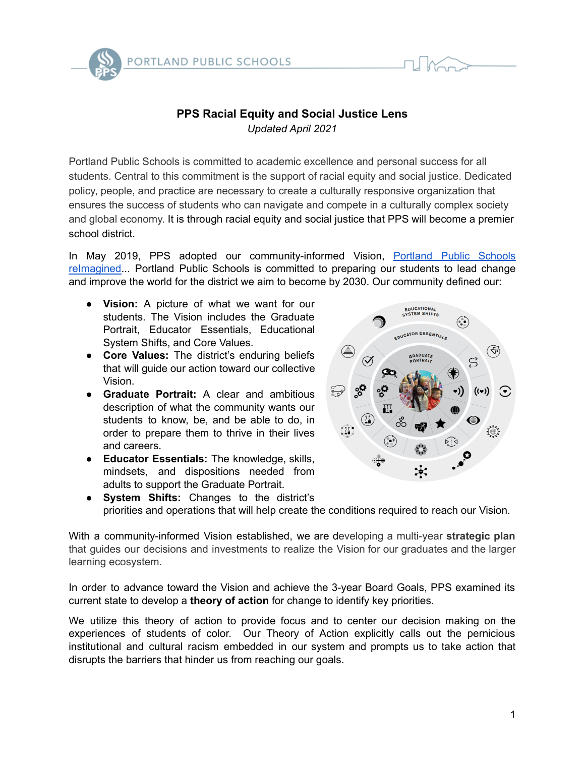# PPS Racial Equity and Social Justice Lens

*Updated April 2021*

Portland Public Schools is committed to academic excellence and personal success for all students. Central to this commitment is the support of racial equity and social justice. Dedicated policy, people, and practice are necessary to create a culturally responsive organization that ensures the success of students who can navigate and compete in a culturally complex society and global economy. It is through racial equity and social justice that PPS will become a premier school district.

In May 2019, PPS adopted our community-informed Vision, [Portland Public Schools reImagined](). Portland Public Schools is committed to preparing our students to lead change and improve the world for the district we aim to become by 2030. Our community defined our:

- **Vision:** A picture of what we want for our students. The Vision includes the Graduate Portrait, Educator Essentials, Educational System Shifts, and Core Values.
- **Core Values:** The district's enduring beliefs that will guide our action toward our collective Vision.
- **Graduate Portrait:** A clear and ambitious description of what the community wants our students to know, be, and be able to do, in order to prepare them to thrive in their lives and careers.
- **Educator Essentials:** The knowledge, skills, mindsets, and dispositions needed from adults to support the Graduate Portrait.
- **System Shifts:** Changes to the district's priorities and operations that will help create the conditions required to reach our Vision.

With a community-informed Vision established, we are developing a multi-year **strategic plan** that guides our decisions and investments to realize the Vision for our graduates and the larger learning ecosystem.

In order to advance toward the Vision and achieve the 3-year Board Goals, PPS examined its current state to develop a **theory of action** for change to identify key priorities.

We utilize this theory of action to provide focus and to center our decision making on the experiences of students of color. Our Theory of Action explicitly calls out the pernicious institutional and cultural racism embedded in our system and prompts us to take action that disrupts the barriers that hinder us from reaching our goals.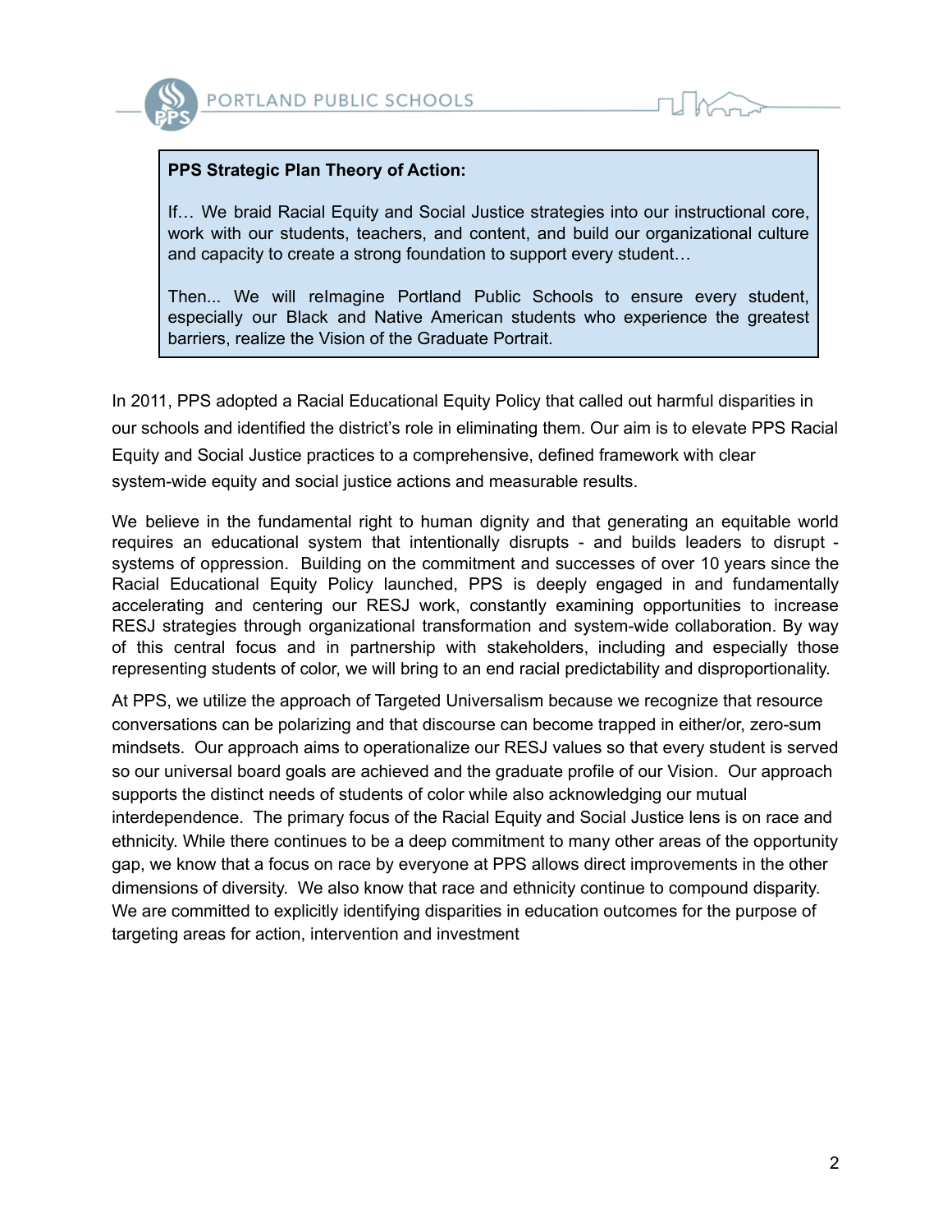**PPS Strategic Plan Theory of Action:**

If… We braid Racial Equity and Social Justice strategies into our instructional core, work with our students, teachers, and content, and build our organizational culture and capacity to create a strong foundation to support every student…

Then... We will reImagine Portland Public Schools to ensure every student, especially our Black and Native American students who experience the greatest barriers, realize the Vision of the Graduate Portrait.

In 2011, PPS adopted a Racial Educational Equity Policy that called out harmful disparities in our schools and identified the district's role in eliminating them. Our aim is to elevate PPS Racial Equity and Social Justice practices to a comprehensive, defined framework with clear system-wide equity and social justice actions and measurable results.

We believe in the fundamental right to human dignity and that generating an equitable world requires an educational system that intentionally disrupts - and builds leaders to disrupt - systems of oppression. Building on the commitment and successes of over 10 years since the Racial Educational Equity Policy launched, PPS is deeply engaged in and fundamentally accelerating and centering our RESJ work, constantly examining opportunities to increase RESJ strategies through organizational transformation and system-wide collaboration. By way of this central focus and in partnership with stakeholders, including and especially those representing students of color, we will bring to an end racial predictability and disproportionality.

At PPS, we utilize the approach of Targeted Universalism because we recognize that resource conversations can be polarizing and that discourse can become trapped in either/or, zero-sum mindsets. Our approach aims to operationalize our RESJ values so that every student is served so our universal board goals are achieved and the graduate profile of our Vision. Our approach supports the distinct needs of students of color while also acknowledging our mutual interdependence. The primary focus of the Racial Equity and Social Justice lens is on race and ethnicity. While there continues to be a deep commitment to many other areas of the opportunity gap, we know that a focus on race by everyone at PPS allows direct improvements in the other dimensions of diversity. We also know that race and ethnicity continue to compound disparity. We are committed to explicitly identifying disparities in education outcomes for the purpose of targeting areas for action, intervention and investment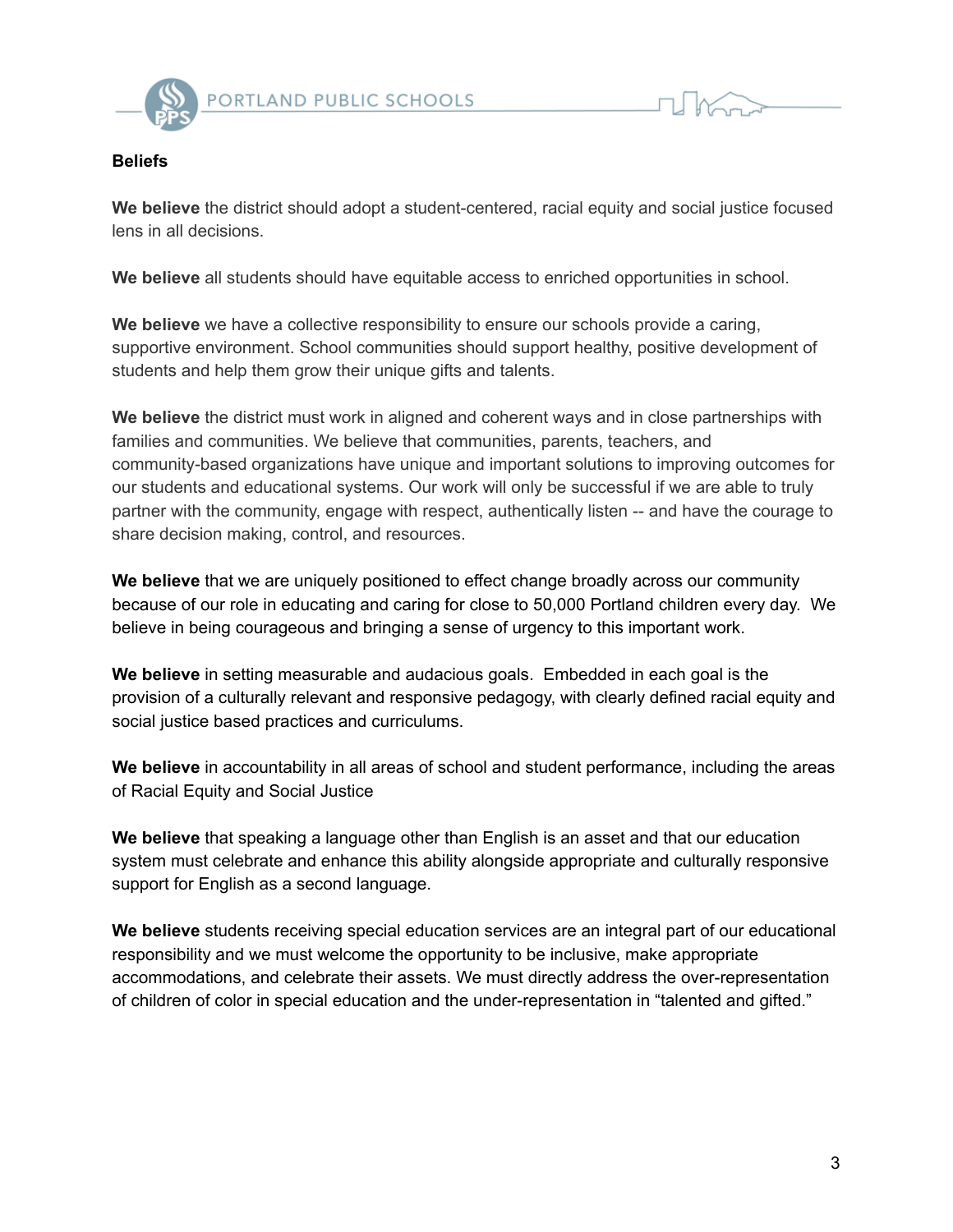**Beliefs**

**We believe** the district should adopt a student-centered, racial equity and social justice focused lens in all decisions.

**We believe** all students should have equitable access to enriched opportunities in school.

**We believe** we have a collective responsibility to ensure our schools provide a caring, supportive environment. School communities should support healthy, positive development of students and help them grow their unique gifts and talents.

**We believe** the district must work in aligned and coherent ways and in close partnerships with families and communities. We believe that communities, parents, teachers, and community-based organizations have unique and important solutions to improving outcomes for our students and educational systems. Our work will only be successful if we are able to truly partner with the community, engage with respect, authentically listen -- and have the courage to share decision making, control, and resources.

**We believe** that we are uniquely positioned to effect change broadly across our community because of our role in educating and caring for close to 50,000 Portland children every day. We believe in being courageous and bringing a sense of urgency to this important work.

**We believe** in setting measurable and audacious goals. Embedded in each goal is the provision of a culturally relevant and responsive pedagogy, with clearly defined racial equity and social justice based practices and curriculums.

**We believe** in accountability in all areas of school and student performance, including the areas of Racial Equity and Social Justice

**We believe** that speaking a language other than English is an asset and that our education system must celebrate and enhance this ability alongside appropriate and culturally responsive support for English as a second language.

**We believe** students receiving special education services are an integral part of our educational responsibility and we must welcome the opportunity to be inclusive, make appropriate accommodations, and celebrate their assets. We must directly address the over-representation of children of color in special education and the under-representation in "talented and gifted."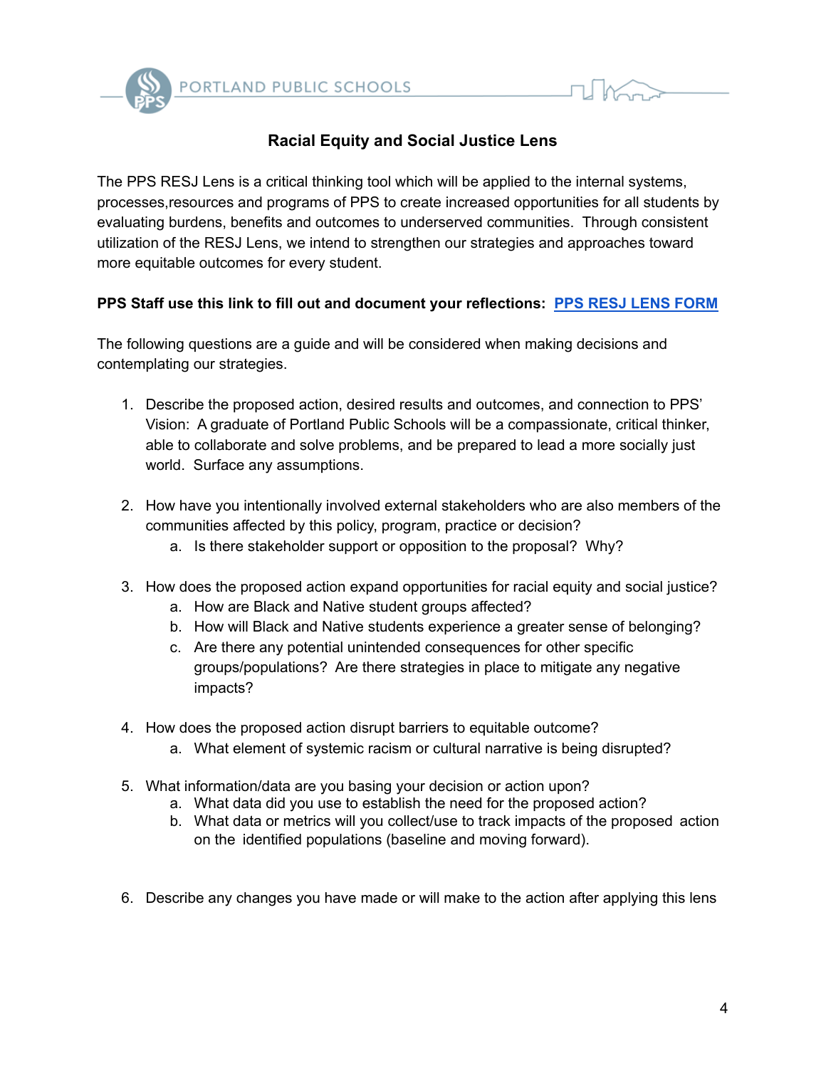# Racial Equity and Social Justice Lens

The PPS RESJ Lens is a critical thinking tool which will be applied to the internal systems, processes,resources and programs of PPS to create increased opportunities for all students by evaluating burdens, benefits and outcomes to underserved communities. Through consistent utilization of the RESJ Lens, we intend to strengthen our strategies and approaches toward more equitable outcomes for every student.

**PPS Staff use this link to fill out and document your reflections: PPS RESJ LENS FORM**

The following questions are a guide and will be considered when making decisions and contemplating our strategies.

1. Describe the proposed action, desired results and outcomes, and connection to PPS' Vision: A graduate of Portland Public Schools will be a compassionate, critical thinker, able to collaborate and solve problems, and be prepared to lead a more socially just world. Surface any assumptions.

2. How have you intentionally involved external stakeholders who are also members of the communities affected by this policy, program, practice or decision?
   a. Is there stakeholder support or opposition to the proposal? Why?

3. How does the proposed action expand opportunities for racial equity and social justice?
   a. How are Black and Native student groups affected?
   b. How will Black and Native students experience a greater sense of belonging?
   c. Are there any potential unintended consequences for other specific groups/populations? Are there strategies in place to mitigate any negative impacts?

4. How does the proposed action disrupt barriers to equitable outcome?
   a. What element of systemic racism or cultural narrative is being disrupted?

5. What information/data are you basing your decision or action upon?
   a. What data did you use to establish the need for the proposed action?
   b. What data or metrics will you collect/use to track impacts of the proposed action on the identified populations (baseline and moving forward).

6. Describe any changes you have made or will make to the action after applying this lens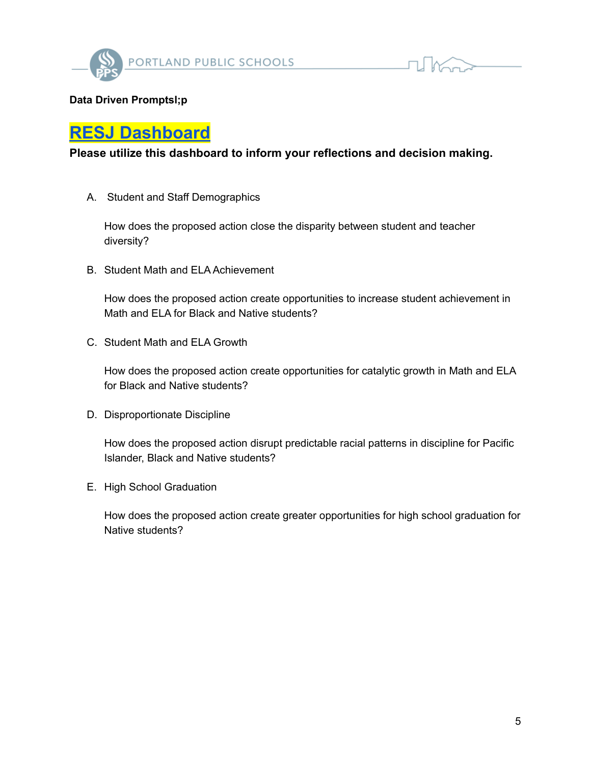**Data Driven Promptsl;p**

## RESJ Dashboard

**Please utilize this dashboard to inform your reflections and decision making.**

A. Student and Staff Demographics

   How does the proposed action close the disparity between student and teacher diversity?

B. Student Math and ELA Achievement

   How does the proposed action create opportunities to increase student achievement in Math and ELA for Black and Native students?

C. Student Math and ELA Growth

   How does the proposed action create opportunities for catalytic growth in Math and ELA for Black and Native students?

D. Disproportionate Discipline

   How does the proposed action disrupt predictable racial patterns in discipline for Pacific Islander, Black and Native students?

E. High School Graduation

   How does the proposed action create greater opportunities for high school graduation for Native students?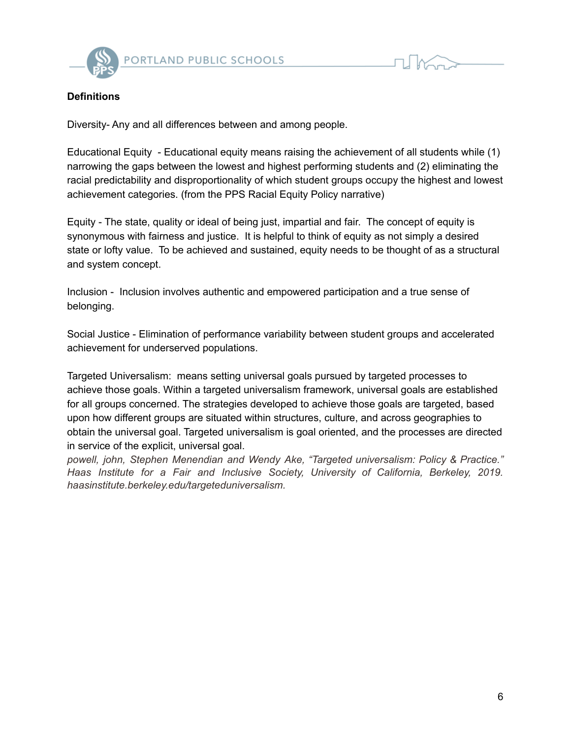**Definitions**

Diversity- Any and all differences between and among people.

Educational Equity - Educational equity means raising the achievement of all students while (1) narrowing the gaps between the lowest and highest performing students and (2) eliminating the racial predictability and disproportionality of which student groups occupy the highest and lowest achievement categories. (from the PPS Racial Equity Policy narrative)

Equity - The state, quality or ideal of being just, impartial and fair. The concept of equity is synonymous with fairness and justice. It is helpful to think of equity as not simply a desired state or lofty value. To be achieved and sustained, equity needs to be thought of as a structural and system concept.

Inclusion - Inclusion involves authentic and empowered participation and a true sense of belonging.

Social Justice - Elimination of performance variability between student groups and accelerated achievement for underserved populations.

Targeted Universalism: means setting universal goals pursued by targeted processes to achieve those goals. Within a targeted universalism framework, universal goals are established for all groups concerned. The strategies developed to achieve those goals are targeted, based upon how different groups are situated within structures, culture, and across geographies to obtain the universal goal. Targeted universalism is goal oriented, and the processes are directed in service of the explicit, universal goal.
*powell, john, Stephen Menendian and Wendy Ake, "Targeted universalism: Policy & Practice." Haas Institute for a Fair and Inclusive Society, University of California, Berkeley, 2019. haasinstitute.berkeley.edu/targeteduniversalism.*